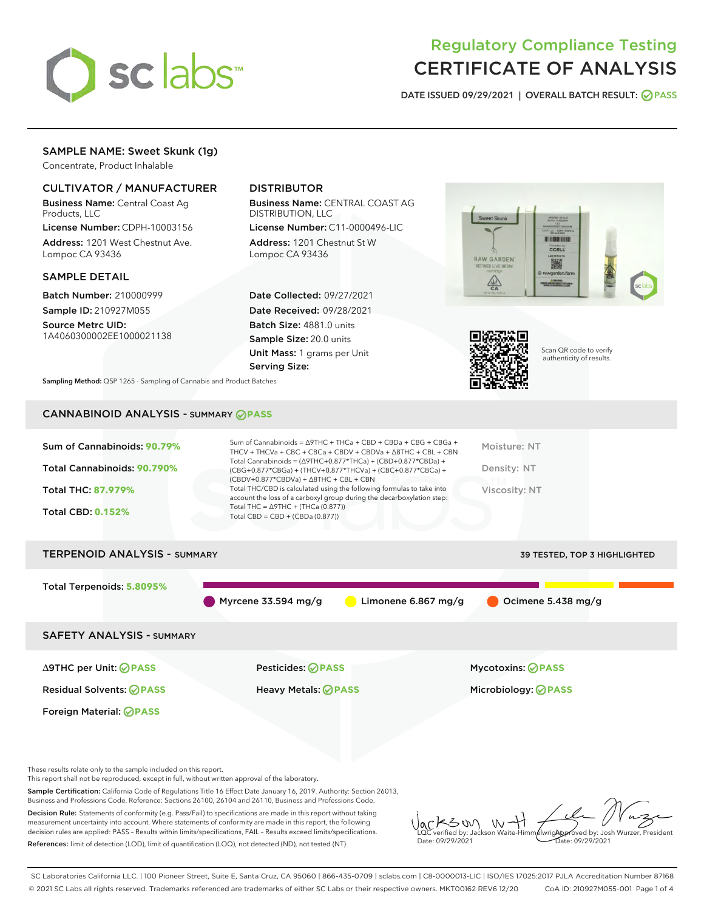# Regulatory Compliance Testing
# CERTIFICATE OF ANALYSIS

DATE ISSUED 09/29/2021 | OVERALL BATCH RESULT: PASS

## SAMPLE NAME: Sweet Skunk (1g)

Concentrate, Product Inhalable

### CULTIVATOR / MANUFACTURER

**Business Name:** Central Coast Ag Products, LLC
**License Number:** CDPH-10003156
**Address:** 1201 West Chestnut Ave. Lompoc CA 93436

### DISTRIBUTOR

**Business Name:** CENTRAL COAST AG DISTRIBUTION, LLC
**License Number:** C11-0000496-LIC
**Address:** 1201 Chestnut St W Lompoc CA 93436

### SAMPLE DETAIL

**Batch Number:** 210000999
**Sample ID:** 210927M055
**Source Metrc UID:** 1A4060300002EE1000021138

**Date Collected:** 09/27/2021
**Date Received:** 09/28/2021
**Batch Size:** 4881.0 units
**Sample Size:** 20.0 units
**Unit Mass:** 1 grams per Unit
**Serving Size:**

Scan QR code to verify authenticity of results.

**Sampling Method:** QSP 1265 - Sampling of Cannabis and Product Batches

## CANNABINOID ANALYSIS - SUMMARY PASS

**Sum of Cannabinoids:** 90.79%
**Total Cannabinoids:** 90.790%
**Total THC:** 87.979%
**Total CBD:** 0.152%

Sum of Cannabinoids = Δ9THC + THCa + CBD + CBDa + CBG + CBGa + THCV + THCVa + CBC + CBCa + CBDV + CBDVa + Δ8THC + CBL + CBN
Total Cannabinoids = (Δ9THC+0.877*THCa) + (CBD+0.877*CBDa) + (CBG+0.877*CBGa) + (THCV+0.877*THCVa) + (CBC+0.877*CBCa) + (CBDV+0.877*CBDVa) + Δ8THC + CBL + CBN
Total THC/CBD is calculated using the following formulas to take into account the loss of a carboxyl group during the decarboxylation step:
Total THC = Δ9THC + (THCa (0.877))
Total CBD = CBD + (CBDa (0.877))

Moisture: NT
Density: NT
Viscosity: NT

## TERPENOID ANALYSIS - SUMMARY

39 TESTED, TOP 3 HIGHLIGHTED

**Total Terpenoids:** 5.8095%

Myrcene 33.594 mg/g
Limonene 6.867 mg/g
Ocimene 5.438 mg/g

## SAFETY ANALYSIS - SUMMARY

| | | |
|---|---|---|
| Δ9THC per Unit: PASS | Pesticides: PASS | Mycotoxins: PASS |
| Residual Solvents: PASS | Heavy Metals: PASS | Microbiology: PASS |
| Foreign Material: PASS | | |

These results relate only to the sample included on this report.
This report shall not be reproduced, except in full, without written approval of the laboratory.

**Sample Certification:** California Code of Regulations Title 16 Effect Date January 16, 2019. Authority: Section 26013, Business and Professions Code. Reference: Sections 26100, 26104 and 26110, Business and Professions Code.

**Decision Rule:** Statements of conformity (e.g. Pass/Fail) to specifications are made in this report without taking measurement uncertainty into account. Where statements of conformity are made in this report, the following decision rules are applied: PASS – Results within limits/specifications, FAIL – Results exceed limits/specifications.

**References:** limit of detection (LOD), limit of quantification (LOQ), not detected (ND), not tested (NT)

LQC verified by: Jackson Waite-Himmelwright
Date: 09/29/2021

Approved by: Josh Wurzer, President
Date: 09/29/2021

SC Laboratories California LLC. | 100 Pioneer Street, Suite E, Santa Cruz, CA 95060 | 866-435-0709 | sclabs.com | C8-0000013-LIC | ISO/IES 17025:2017 PJLA Accreditation Number 87168
© 2021 SC Labs all rights reserved. Trademarks referenced are trademarks of either SC Labs or their respective owners. MKT00162 REV6 12/20 CoA ID: 210927M055-001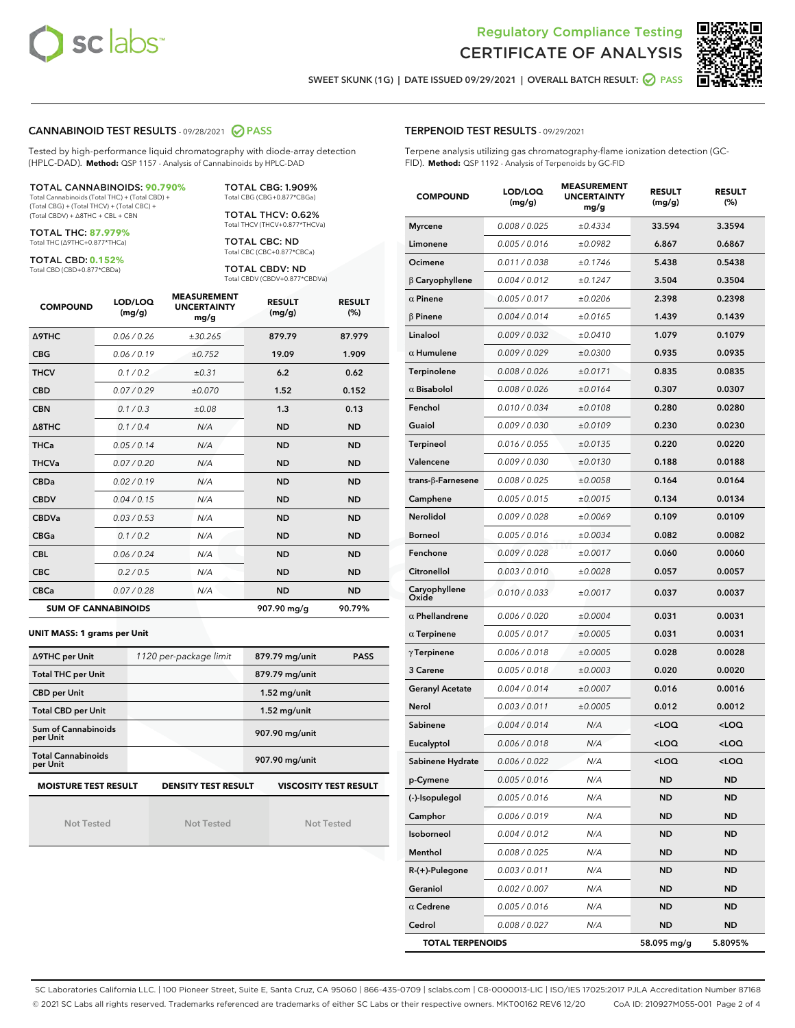Regulatory Compliance Testing
# CERTIFICATE OF ANALYSIS

SWEET SKUNK (1G) | DATE ISSUED 09/29/2021 | OVERALL BATCH RESULT: PASS

## CANNABINOID TEST RESULTS - 09/28/2021 PASS

Tested by high-performance liquid chromatography with diode-array detection (HPLC-DAD). **Method:** QSP 1157 - Analysis of Cannabinoids by HPLC-DAD

**TOTAL CANNABINOIDS: 90.790%**
Total Cannabinoids (Total THC) + (Total CBD) + (Total CBG) + (Total THCV) + (Total CBC) + (Total CBDV) + Δ8THC + CBL + CBN

**TOTAL THC: 87.979%**
Total THC (Δ9THC+0.877*THCa)

**TOTAL CBD: 0.152%**
Total CBD (CBD+0.877*CBDa)

**TOTAL CBG: 1.909%**
Total CBG (CBG+0.877*CBGa)

**TOTAL THCV: 0.62%**
Total THCV (THCV+0.877*THCVa)

**TOTAL CBC: ND**
Total CBC (CBC+0.877*CBCa)

**TOTAL CBDV: ND**
Total CBDV (CBDV+0.877*CBDVa)

| COMPOUND | LOD/LOQ (mg/g) | MEASUREMENT UNCERTAINTY mg/g | RESULT (mg/g) | RESULT (%) |
|---|---|---|---|---|
| Δ9THC | 0.06 / 0.26 | ±30.265 | 879.79 | 87.979 |
| CBG | 0.06 / 0.19 | ±0.752 | 19.09 | 1.909 |
| THCV | 0.1 / 0.2 | ±0.31 | 6.2 | 0.62 |
| CBD | 0.07 / 0.29 | ±0.070 | 1.52 | 0.152 |
| CBN | 0.1 / 0.3 | ±0.08 | 1.3 | 0.13 |
| Δ8THC | 0.1 / 0.4 | N/A | ND | ND |
| THCa | 0.05 / 0.14 | N/A | ND | ND |
| THCVa | 0.07 / 0.20 | N/A | ND | ND |
| CBDa | 0.02 / 0.19 | N/A | ND | ND |
| CBDV | 0.04 / 0.15 | N/A | ND | ND |
| CBDVa | 0.03 / 0.53 | N/A | ND | ND |
| CBGa | 0.1 / 0.2 | N/A | ND | ND |
| CBL | 0.06 / 0.24 | N/A | ND | ND |
| CBC | 0.2 / 0.5 | N/A | ND | ND |
| CBCa | 0.07 / 0.28 | N/A | ND | ND |
| **SUM OF CANNABINOIDS** | | | 907.90 mg/g | 90.79% |

**UNIT MASS: 1 grams per Unit**

| | | | |
|---|---|---|---|
| Δ9THC per Unit | 1120 per-package limit | 879.79 mg/unit | PASS |
| Total THC per Unit | | 879.79 mg/unit | |
| CBD per Unit | | 1.52 mg/unit | |
| Total CBD per Unit | | 1.52 mg/unit | |
| Sum of Cannabinoids per Unit | | 907.90 mg/unit | |
| Total Cannabinoids per Unit | | 907.90 mg/unit | |

| MOISTURE TEST RESULT | DENSITY TEST RESULT | VISCOSITY TEST RESULT |
|---|---|---|
| Not Tested | Not Tested | Not Tested |

## TERPENOID TEST RESULTS - 09/29/2021

Terpene analysis utilizing gas chromatography-flame ionization detection (GC-FID). **Method:** QSP 1192 - Analysis of Terpenoids by GC-FID

| COMPOUND | LOD/LOQ (mg/g) | MEASUREMENT UNCERTAINTY mg/g | RESULT (mg/g) | RESULT (%) |
|---|---|---|---|---|
| Myrcene | 0.008 / 0.025 | ±0.4334 | 33.594 | 3.3594 |
| Limonene | 0.005 / 0.016 | ±0.0982 | 6.867 | 0.6867 |
| Ocimene | 0.011 / 0.038 | ±0.1746 | 5.438 | 0.5438 |
| β Caryophyllene | 0.004 / 0.012 | ±0.1247 | 3.504 | 0.3504 |
| α Pinene | 0.005 / 0.017 | ±0.0206 | 2.398 | 0.2398 |
| β Pinene | 0.004 / 0.014 | ±0.0165 | 1.439 | 0.1439 |
| Linalool | 0.009 / 0.032 | ±0.0410 | 1.079 | 0.1079 |
| α Humulene | 0.009 / 0.029 | ±0.0300 | 0.935 | 0.0935 |
| Terpinolene | 0.008 / 0.026 | ±0.0171 | 0.835 | 0.0835 |
| α Bisabolol | 0.008 / 0.026 | ±0.0164 | 0.307 | 0.0307 |
| Fenchol | 0.010 / 0.034 | ±0.0108 | 0.280 | 0.0280 |
| Guaiol | 0.009 / 0.030 | ±0.0109 | 0.230 | 0.0230 |
| Terpineol | 0.016 / 0.055 | ±0.0135 | 0.220 | 0.0220 |
| Valencene | 0.009 / 0.030 | ±0.0130 | 0.188 | 0.0188 |
| trans-β-Farnesene | 0.008 / 0.025 | ±0.0058 | 0.164 | 0.0164 |
| Camphene | 0.005 / 0.015 | ±0.0015 | 0.134 | 0.0134 |
| Nerolidol | 0.009 / 0.028 | ±0.0069 | 0.109 | 0.0109 |
| Borneol | 0.005 / 0.016 | ±0.0034 | 0.082 | 0.0082 |
| Fenchone | 0.009 / 0.028 | ±0.0017 | 0.060 | 0.0060 |
| Citronellol | 0.003 / 0.010 | ±0.0028 | 0.057 | 0.0057 |
| Caryophyllene Oxide | 0.010 / 0.033 | ±0.0017 | 0.037 | 0.0037 |
| α Phellandrene | 0.006 / 0.020 | ±0.0004 | 0.031 | 0.0031 |
| α Terpinene | 0.005 / 0.017 | ±0.0005 | 0.031 | 0.0031 |
| γ Terpinene | 0.006 / 0.018 | ±0.0005 | 0.028 | 0.0028 |
| 3 Carene | 0.005 / 0.018 | ±0.0003 | 0.020 | 0.0020 |
| Geranyl Acetate | 0.004 / 0.014 | ±0.0007 | 0.016 | 0.0016 |
| Nerol | 0.003 / 0.011 | ±0.0005 | 0.012 | 0.0012 |
| Sabinene | 0.004 / 0.014 | N/A | <LOQ | <LOQ |
| Eucalyptol | 0.006 / 0.018 | N/A | <LOQ | <LOQ |
| Sabinene Hydrate | 0.006 / 0.022 | N/A | <LOQ | <LOQ |
| p-Cymene | 0.005 / 0.016 | N/A | ND | ND |
| (-)-Isopulegol | 0.005 / 0.016 | N/A | ND | ND |
| Camphor | 0.006 / 0.019 | N/A | ND | ND |
| Isoborneol | 0.004 / 0.012 | N/A | ND | ND |
| Menthol | 0.008 / 0.025 | N/A | ND | ND |
| R-(+)-Pulegone | 0.003 / 0.011 | N/A | ND | ND |
| Geraniol | 0.002 / 0.007 | N/A | ND | ND |
| α Cedrene | 0.005 / 0.016 | N/A | ND | ND |
| Cedrol | 0.008 / 0.027 | N/A | ND | ND |
| **TOTAL TERPENOIDS** | | | 58.095 mg/g | 5.8095% |

SC Laboratories California LLC. | 100 Pioneer Street, Suite E, Santa Cruz, CA 95060 | 866-435-0709 | sclabs.com | C8-0000013-LIC | ISO/IES 17025:2017 PJLA Accreditation Number 87168
© 2021 SC Labs all rights reserved. Trademarks referenced are trademarks of either SC Labs or their respective owners. MKT00162 REV6 12/20 CoA ID: 210927M055-001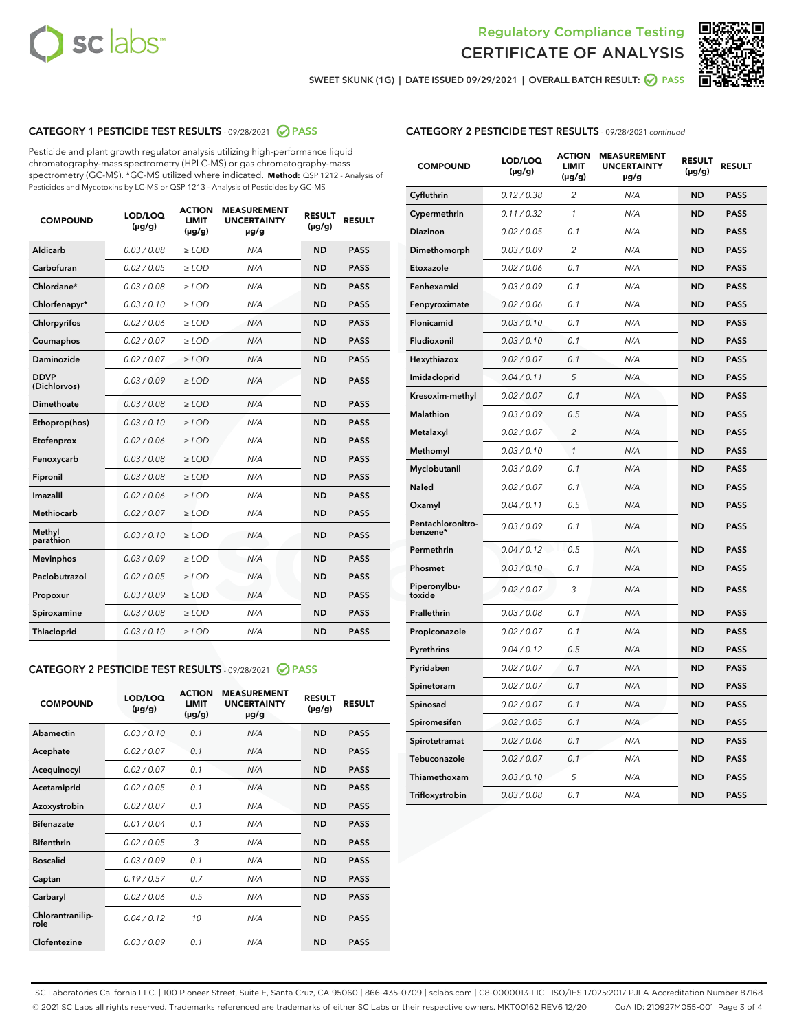# Regulatory Compliance Testing
# CERTIFICATE OF ANALYSIS

SWEET SKUNK (1G) | DATE ISSUED 09/29/2021 | OVERALL BATCH RESULT: PASS

## CATEGORY 1 PESTICIDE TEST RESULTS - 09/28/2021 PASS

Pesticide and plant growth regulator analysis utilizing high-performance liquid chromatography-mass spectrometry (HPLC-MS) or gas chromatography-mass spectrometry (GC-MS). *GC-MS utilized where indicated. **Method:** QSP 1212 - Analysis of Pesticides and Mycotoxins by LC-MS or QSP 1213 - Analysis of Pesticides by GC-MS

| COMPOUND | LOD/LOQ (µg/g) | ACTION LIMIT (µg/g) | MEASUREMENT UNCERTAINTY µg/g | RESULT (µg/g) | RESULT |
|---|---|---|---|---|---|
| Aldicarb | 0.03 / 0.08 | ≥ LOD | N/A | ND | PASS |
| Carbofuran | 0.02 / 0.05 | ≥ LOD | N/A | ND | PASS |
| Chlordane* | 0.03 / 0.08 | ≥ LOD | N/A | ND | PASS |
| Chlorfenapyr* | 0.03 / 0.10 | ≥ LOD | N/A | ND | PASS |
| Chlorpyrifos | 0.02 / 0.06 | ≥ LOD | N/A | ND | PASS |
| Coumaphos | 0.02 / 0.07 | ≥ LOD | N/A | ND | PASS |
| Daminozide | 0.02 / 0.07 | ≥ LOD | N/A | ND | PASS |
| DDVP (Dichlorvos) | 0.03 / 0.09 | ≥ LOD | N/A | ND | PASS |
| Dimethoate | 0.03 / 0.08 | ≥ LOD | N/A | ND | PASS |
| Ethoprop(hos) | 0.03 / 0.10 | ≥ LOD | N/A | ND | PASS |
| Etofenprox | 0.02 / 0.06 | ≥ LOD | N/A | ND | PASS |
| Fenoxycarb | 0.03 / 0.08 | ≥ LOD | N/A | ND | PASS |
| Fipronil | 0.03 / 0.08 | ≥ LOD | N/A | ND | PASS |
| Imazalil | 0.02 / 0.06 | ≥ LOD | N/A | ND | PASS |
| Methiocarb | 0.02 / 0.07 | ≥ LOD | N/A | ND | PASS |
| Methyl parathion | 0.03 / 0.10 | ≥ LOD | N/A | ND | PASS |
| Mevinphos | 0.03 / 0.09 | ≥ LOD | N/A | ND | PASS |
| Paclobutrazol | 0.02 / 0.05 | ≥ LOD | N/A | ND | PASS |
| Propoxur | 0.03 / 0.09 | ≥ LOD | N/A | ND | PASS |
| Spiroxamine | 0.03 / 0.08 | ≥ LOD | N/A | ND | PASS |
| Thiacloprid | 0.03 / 0.10 | ≥ LOD | N/A | ND | PASS |

## CATEGORY 2 PESTICIDE TEST RESULTS - 09/28/2021 PASS

| COMPOUND | LOD/LOQ (µg/g) | ACTION LIMIT (µg/g) | MEASUREMENT UNCERTAINTY µg/g | RESULT (µg/g) | RESULT |
|---|---|---|---|---|---|
| Abamectin | 0.03 / 0.10 | 0.1 | N/A | ND | PASS |
| Acephate | 0.02 / 0.07 | 0.1 | N/A | ND | PASS |
| Acequinocyl | 0.02 / 0.07 | 0.1 | N/A | ND | PASS |
| Acetamiprid | 0.02 / 0.05 | 0.1 | N/A | ND | PASS |
| Azoxystrobin | 0.02 / 0.07 | 0.1 | N/A | ND | PASS |
| Bifenazate | 0.01 / 0.04 | 0.1 | N/A | ND | PASS |
| Bifenthrin | 0.02 / 0.05 | 3 | N/A | ND | PASS |
| Boscalid | 0.03 / 0.09 | 0.1 | N/A | ND | PASS |
| Captan | 0.19 / 0.57 | 0.7 | N/A | ND | PASS |
| Carbaryl | 0.02 / 0.06 | 0.5 | N/A | ND | PASS |
| Chlorantraniliprole | 0.04 / 0.12 | 10 | N/A | ND | PASS |
| Clofentezine | 0.03 / 0.09 | 0.1 | N/A | ND | PASS |
| Cyfluthrin | 0.12 / 0.38 | 2 | N/A | ND | PASS |
| Cypermethrin | 0.11 / 0.32 | 1 | N/A | ND | PASS |
| Diazinon | 0.02 / 0.05 | 0.1 | N/A | ND | PASS |
| Dimethomorph | 0.03 / 0.09 | 2 | N/A | ND | PASS |
| Etoxazole | 0.02 / 0.06 | 0.1 | N/A | ND | PASS |
| Fenhexamid | 0.03 / 0.09 | 0.1 | N/A | ND | PASS |
| Fenpyroximate | 0.02 / 0.06 | 0.1 | N/A | ND | PASS |
| Flonicamid | 0.03 / 0.10 | 0.1 | N/A | ND | PASS |
| Fludioxonil | 0.03 / 0.10 | 0.1 | N/A | ND | PASS |
| Hexythiazox | 0.02 / 0.07 | 0.1 | N/A | ND | PASS |
| Imidacloprid | 0.04 / 0.11 | 5 | N/A | ND | PASS |
| Kresoxim-methyl | 0.02 / 0.07 | 0.1 | N/A | ND | PASS |
| Malathion | 0.03 / 0.09 | 0.5 | N/A | ND | PASS |
| Metalaxyl | 0.02 / 0.07 | 2 | N/A | ND | PASS |
| Methomyl | 0.03 / 0.10 | 1 | N/A | ND | PASS |
| Myclobutanil | 0.03 / 0.09 | 0.1 | N/A | ND | PASS |
| Naled | 0.02 / 0.07 | 0.1 | N/A | ND | PASS |
| Oxamyl | 0.04 / 0.11 | 0.5 | N/A | ND | PASS |
| Pentachloronitrobenzene* | 0.03 / 0.09 | 0.1 | N/A | ND | PASS |
| Permethrin | 0.04 / 0.12 | 0.5 | N/A | ND | PASS |
| Phosmet | 0.03 / 0.10 | 0.1 | N/A | ND | PASS |
| Piperonylbutoxide | 0.02 / 0.07 | 3 | N/A | ND | PASS |
| Prallethrin | 0.03 / 0.08 | 0.1 | N/A | ND | PASS |
| Propiconazole | 0.02 / 0.07 | 0.1 | N/A | ND | PASS |
| Pyrethrins | 0.04 / 0.12 | 0.5 | N/A | ND | PASS |
| Pyridaben | 0.02 / 0.07 | 0.1 | N/A | ND | PASS |
| Spinetoram | 0.02 / 0.07 | 0.1 | N/A | ND | PASS |
| Spinosad | 0.02 / 0.07 | 0.1 | N/A | ND | PASS |
| Spiromesifen | 0.02 / 0.05 | 0.1 | N/A | ND | PASS |
| Spirotetramat | 0.02 / 0.06 | 0.1 | N/A | ND | PASS |
| Tebuconazole | 0.02 / 0.07 | 0.1 | N/A | ND | PASS |
| Thiamethoxam | 0.03 / 0.10 | 5 | N/A | ND | PASS |
| Trifloxystrobin | 0.03 / 0.08 | 0.1 | N/A | ND | PASS |

SC Laboratories California LLC. | 100 Pioneer Street, Suite E, Santa Cruz, CA 95060 | 866-435-0709 | sclabs.com | C8-0000013-LIC | ISO/IES 17025:2017 PJLA Accreditation Number 87168
© 2021 SC Labs all rights reserved. Trademarks referenced are trademarks of either SC Labs or their respective owners. MKT00162 REV6 12/20 CoA ID: 210927M055-001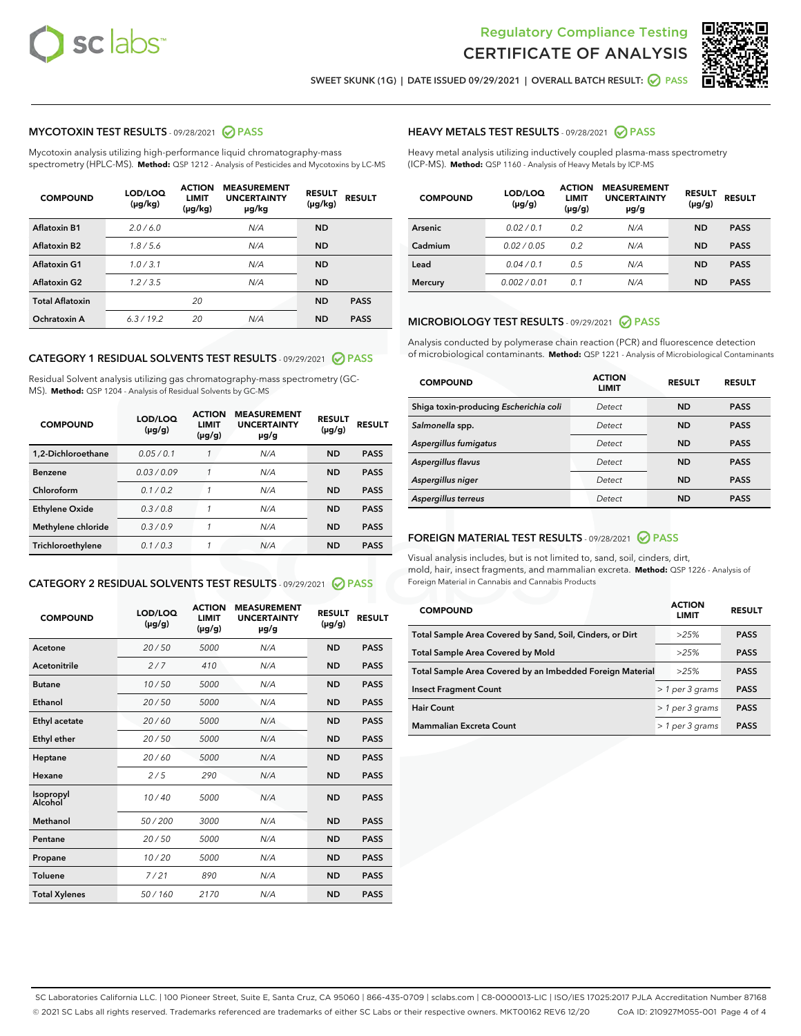Regulatory Compliance Testing
# CERTIFICATE OF ANALYSIS

SWEET SKUNK (1G) | DATE ISSUED 09/29/2021 | OVERALL BATCH RESULT: PASS

## MYCOTOXIN TEST RESULTS - 09/28/2021 PASS

Mycotoxin analysis utilizing high-performance liquid chromatography-mass spectrometry (HPLC-MS). **Method:** QSP 1212 - Analysis of Pesticides and Mycotoxins by LC-MS

| COMPOUND | LOD/LOQ (µg/kg) | ACTION LIMIT (µg/kg) | MEASUREMENT UNCERTAINTY µg/kg | RESULT (µg/kg) | RESULT |
|---|---|---|---|---|---|
| Aflatoxin B1 | 2.0 / 6.0 | | N/A | ND | |
| Aflatoxin B2 | 1.8 / 5.6 | | N/A | ND | |
| Aflatoxin G1 | 1.0 / 3.1 | | N/A | ND | |
| Aflatoxin G2 | 1.2 / 3.5 | | N/A | ND | |
| Total Aflatoxin | | 20 | | ND | PASS |
| Ochratoxin A | 6.3 / 19.2 | 20 | N/A | ND | PASS |

## CATEGORY 1 RESIDUAL SOLVENTS TEST RESULTS - 09/29/2021 PASS

Residual Solvent analysis utilizing gas chromatography-mass spectrometry (GC-MS). **Method:** QSP 1204 - Analysis of Residual Solvents by GC-MS

| COMPOUND | LOD/LOQ (µg/g) | ACTION LIMIT (µg/g) | MEASUREMENT UNCERTAINTY µg/g | RESULT (µg/g) | RESULT |
|---|---|---|---|---|---|
| 1,2-Dichloroethane | 0.05 / 0.1 | 1 | N/A | ND | PASS |
| Benzene | 0.03 / 0.09 | 1 | N/A | ND | PASS |
| Chloroform | 0.1 / 0.2 | 1 | N/A | ND | PASS |
| Ethylene Oxide | 0.3 / 0.8 | 1 | N/A | ND | PASS |
| Methylene chloride | 0.3 / 0.9 | 1 | N/A | ND | PASS |
| Trichloroethylene | 0.1 / 0.3 | 1 | N/A | ND | PASS |

## CATEGORY 2 RESIDUAL SOLVENTS TEST RESULTS - 09/29/2021 PASS

| COMPOUND | LOD/LOQ (µg/g) | ACTION LIMIT (µg/g) | MEASUREMENT UNCERTAINTY µg/g | RESULT (µg/g) | RESULT |
|---|---|---|---|---|---|
| Acetone | 20 / 50 | 5000 | N/A | ND | PASS |
| Acetonitrile | 2 / 7 | 410 | N/A | ND | PASS |
| Butane | 10 / 50 | 5000 | N/A | ND | PASS |
| Ethanol | 20 / 50 | 5000 | N/A | ND | PASS |
| Ethyl acetate | 20 / 60 | 5000 | N/A | ND | PASS |
| Ethyl ether | 20 / 50 | 5000 | N/A | ND | PASS |
| Heptane | 20 / 60 | 5000 | N/A | ND | PASS |
| Hexane | 2 / 5 | 290 | N/A | ND | PASS |
| Isopropyl Alcohol | 10 / 40 | 5000 | N/A | ND | PASS |
| Methanol | 50 / 200 | 3000 | N/A | ND | PASS |
| Pentane | 20 / 50 | 5000 | N/A | ND | PASS |
| Propane | 10 / 20 | 5000 | N/A | ND | PASS |
| Toluene | 7 / 21 | 890 | N/A | ND | PASS |
| Total Xylenes | 50 / 160 | 2170 | N/A | ND | PASS |

## HEAVY METALS TEST RESULTS - 09/28/2021 PASS

Heavy metal analysis utilizing inductively coupled plasma-mass spectrometry (ICP-MS). **Method:** QSP 1160 - Analysis of Heavy Metals by ICP-MS

| COMPOUND | LOD/LOQ (µg/g) | ACTION LIMIT (µg/g) | MEASUREMENT UNCERTAINTY µg/g | RESULT (µg/g) | RESULT |
|---|---|---|---|---|---|
| Arsenic | 0.02 / 0.1 | 0.2 | N/A | ND | PASS |
| Cadmium | 0.02 / 0.05 | 0.2 | N/A | ND | PASS |
| Lead | 0.04 / 0.1 | 0.5 | N/A | ND | PASS |
| Mercury | 0.002 / 0.01 | 0.1 | N/A | ND | PASS |

## MICROBIOLOGY TEST RESULTS - 09/29/2021 PASS

Analysis conducted by polymerase chain reaction (PCR) and fluorescence detection of microbiological contaminants. **Method:** QSP 1221 - Analysis of Microbiological Contaminants

| COMPOUND | ACTION LIMIT | RESULT | RESULT |
|---|---|---|---|
| Shiga toxin-producing *Escherichia coli* | Detect | ND | PASS |
| *Salmonella* spp. | Detect | ND | PASS |
| *Aspergillus fumigatus* | Detect | ND | PASS |
| *Aspergillus flavus* | Detect | ND | PASS |
| *Aspergillus niger* | Detect | ND | PASS |
| *Aspergillus terreus* | Detect | ND | PASS |

## FOREIGN MATERIAL TEST RESULTS - 09/28/2021 PASS

Visual analysis includes, but is not limited to, sand, soil, cinders, dirt, mold, hair, insect fragments, and mammalian excreta. **Method:** QSP 1226 - Analysis of Foreign Material in Cannabis and Cannabis Products

| COMPOUND | ACTION LIMIT | RESULT |
|---|---|---|
| Total Sample Area Covered by Sand, Soil, Cinders, or Dirt | >25% | PASS |
| Total Sample Area Covered by Mold | >25% | PASS |
| Total Sample Area Covered by an Imbedded Foreign Material | >25% | PASS |
| Insect Fragment Count | > 1 per 3 grams | PASS |
| Hair Count | > 1 per 3 grams | PASS |
| Mammalian Excreta Count | > 1 per 3 grams | PASS |

SC Laboratories California LLC. | 100 Pioneer Street, Suite E, Santa Cruz, CA 95060 | 866-435-0709 | sclabs.com | C8-0000013-LIC | ISO/IES 17025:2017 PJLA Accreditation Number 87168
© 2021 SC Labs all rights reserved. Trademarks referenced are trademarks of either SC Labs or their respective owners. MKT00162 REV6 12/20 CoA ID: 210927M055-001